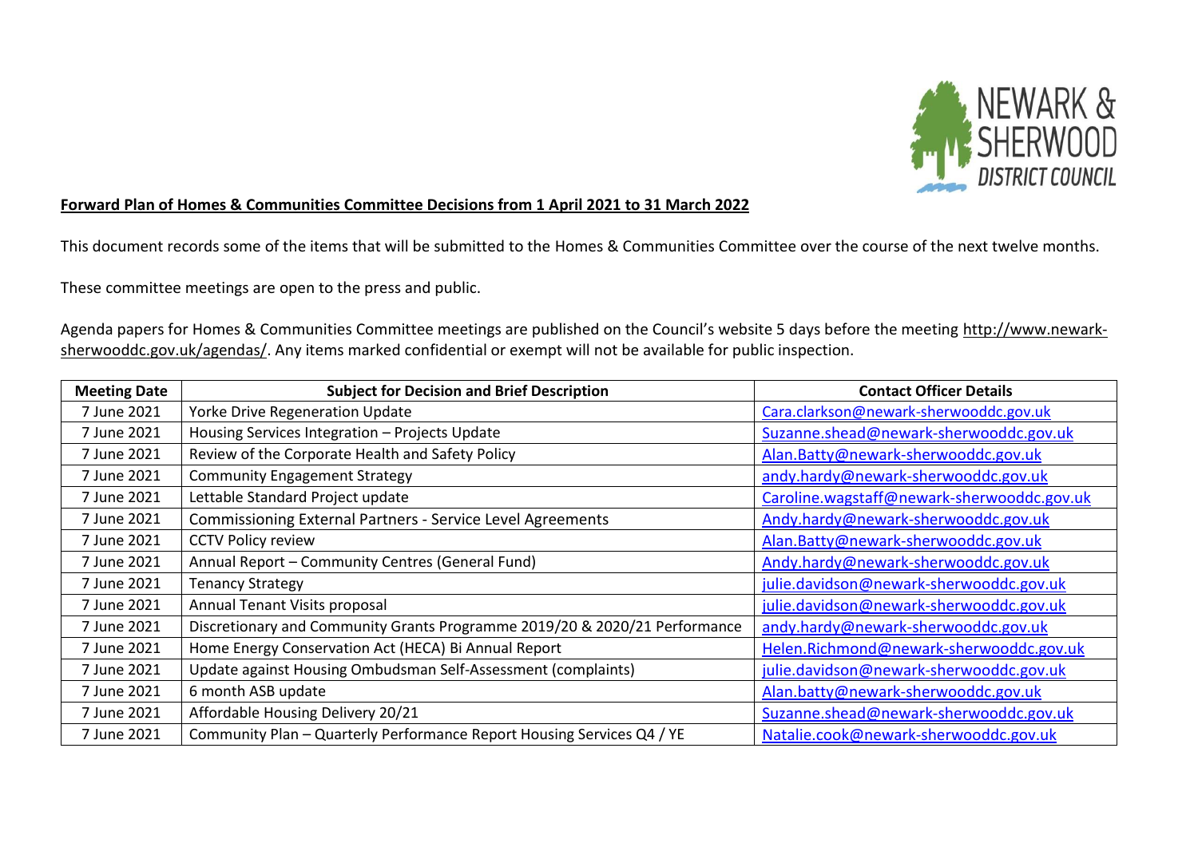**Forward Plan of Homes & Communities Committee Decisions from 1 April 2021 to 31 March 2022**

This document records some of the items that will be submitted to the Homes & Communities Committee over the course of the next twelve months.

These committee meetings are open to the press and public.

Agenda papers for Homes & Communities Committee meetings are published on the Council's website 5 days before the meeting http://www.newark-sherwooddc.gov.uk/agendas/. Any items marked confidential or exempt will not be available for public inspection.

| Meeting Date | Subject for Decision and Brief Description | Contact Officer Details |
|---|---|---|
| 7 June 2021 | Yorke Drive Regeneration Update | Cara.clarkson@newark-sherwooddc.gov.uk |
| 7 June 2021 | Housing Services Integration – Projects Update | Suzanne.shead@newark-sherwooddc.gov.uk |
| 7 June 2021 | Review of the Corporate Health and Safety Policy | Alan.Batty@newark-sherwooddc.gov.uk |
| 7 June 2021 | Community Engagement Strategy | andy.hardy@newark-sherwooddc.gov.uk |
| 7 June 2021 | Lettable Standard Project update | Caroline.wagstaff@newark-sherwooddc.gov.uk |
| 7 June 2021 | Commissioning External Partners - Service Level Agreements | Andy.hardy@newark-sherwooddc.gov.uk |
| 7 June 2021 | CCTV Policy review | Alan.Batty@newark-sherwooddc.gov.uk |
| 7 June 2021 | Annual Report – Community Centres (General Fund) | Andy.hardy@newark-sherwooddc.gov.uk |
| 7 June 2021 | Tenancy Strategy | julie.davidson@newark-sherwooddc.gov.uk |
| 7 June 2021 | Annual Tenant Visits proposal | julie.davidson@newark-sherwooddc.gov.uk |
| 7 June 2021 | Discretionary and Community Grants Programme 2019/20 & 2020/21 Performance | andy.hardy@newark-sherwooddc.gov.uk |
| 7 June 2021 | Home Energy Conservation Act (HECA) Bi Annual Report | Helen.Richmond@newark-sherwooddc.gov.uk |
| 7 June 2021 | Update against Housing Ombudsman Self-Assessment (complaints) | julie.davidson@newark-sherwooddc.gov.uk |
| 7 June 2021 | 6 month ASB update | Alan.batty@newark-sherwooddc.gov.uk |
| 7 June 2021 | Affordable Housing Delivery 20/21 | Suzanne.shead@newark-sherwooddc.gov.uk |
| 7 June 2021 | Community Plan – Quarterly Performance Report Housing Services Q4 / YE | Natalie.cook@newark-sherwooddc.gov.uk |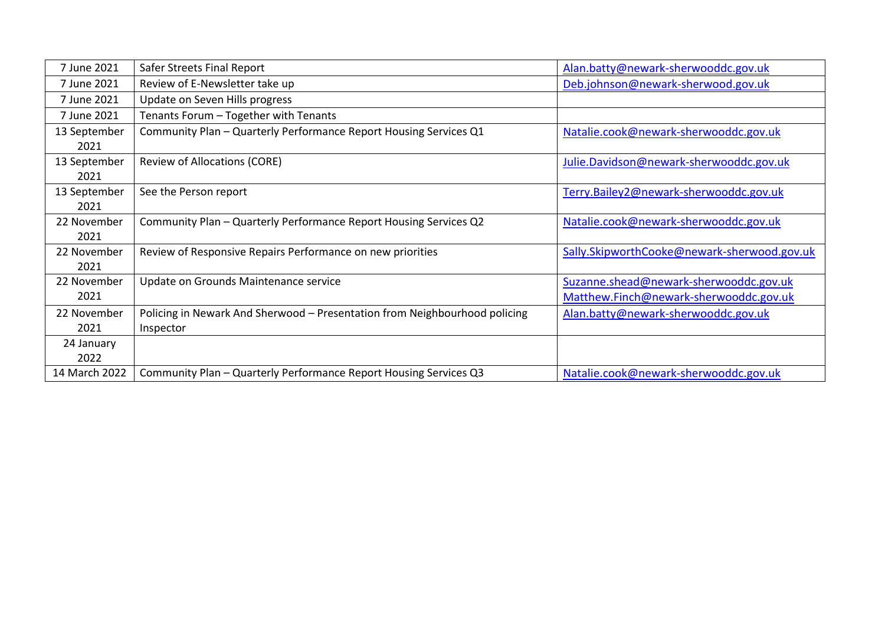| | | |
|---|---|---|
| 7 June 2021 | Safer Streets Final Report | Alan.batty@newark-sherwooddc.gov.uk |
| 7 June 2021 | Review of E-Newsletter take up | Deb.johnson@newark-sherwood.gov.uk |
| 7 June 2021 | Update on Seven Hills progress | |
| 7 June 2021 | Tenants Forum – Together with Tenants | |
| 13 September 2021 | Community Plan – Quarterly Performance Report Housing Services Q1 | Natalie.cook@newark-sherwooddc.gov.uk |
| 13 September 2021 | Review of Allocations (CORE) | Julie.Davidson@newark-sherwooddc.gov.uk |
| 13 September 2021 | See the Person report | Terry.Bailey2@newark-sherwooddc.gov.uk |
| 22 November 2021 | Community Plan – Quarterly Performance Report Housing Services Q2 | Natalie.cook@newark-sherwooddc.gov.uk |
| 22 November 2021 | Review of Responsive Repairs Performance on new priorities | Sally.SkipworthCooke@newark-sherwood.gov.uk |
| 22 November 2021 | Update on Grounds Maintenance service | Suzanne.shead@newark-sherwooddc.gov.uk Matthew.Finch@newark-sherwooddc.gov.uk |
| 22 November 2021 | Policing in Newark And Sherwood – Presentation from Neighbourhood policing Inspector | Alan.batty@newark-sherwooddc.gov.uk |
| 24 January 2022 | | |
| 14 March 2022 | Community Plan – Quarterly Performance Report Housing Services Q3 | Natalie.cook@newark-sherwooddc.gov.uk |